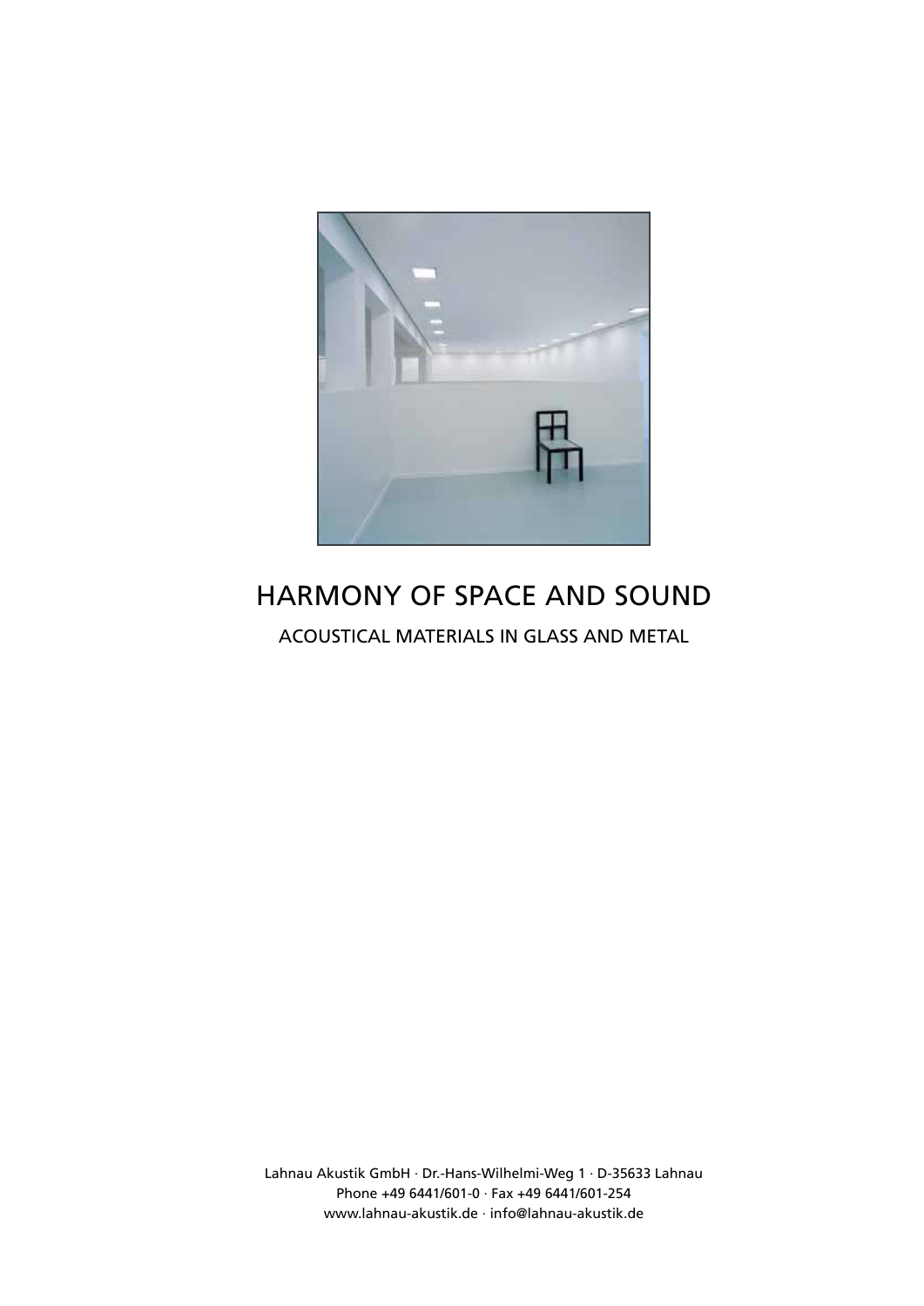# HARMONY OF SPACE AND SOUND

## ACOUSTICAL MATERIALS IN GLASS AND METAL

Lahnau Akustik GmbH · Dr.-Hans-Wilhelmi-Weg 1 · D-35633 Lahnau
Phone +49 6441/601-0 · Fax +49 6441/601-254
www.lahnau-akustik.de · info@lahnau-akustik.de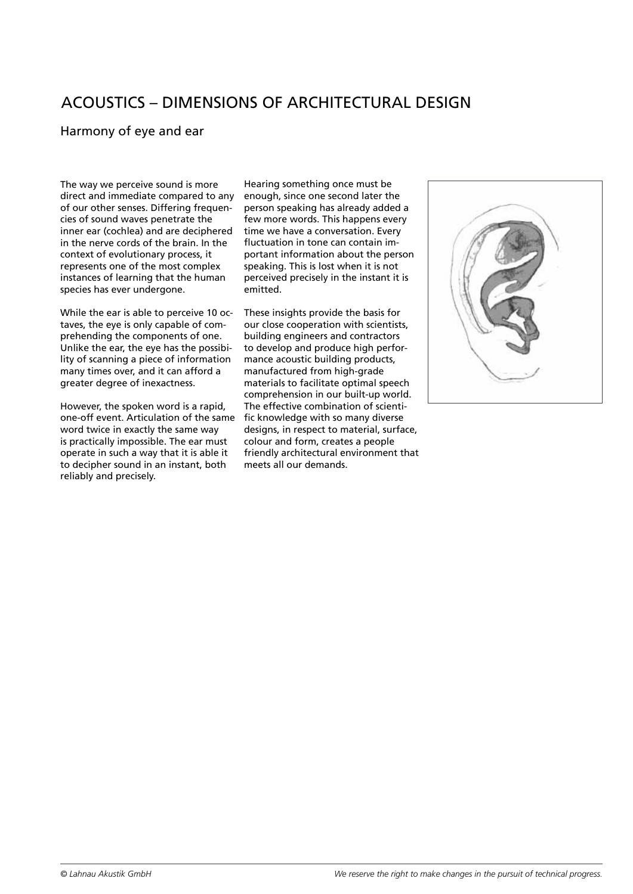# ACOUSTICS – DIMENSIONS OF ARCHITECTURAL DESIGN

## Harmony of eye and ear

The way we perceive sound is more direct and immediate compared to any of our other senses. Differing frequencies of sound waves penetrate the inner ear (cochlea) and are deciphered in the nerve cords of the brain. In the context of evolutionary process, it represents one of the most complex instances of learning that the human species has ever undergone.

While the ear is able to perceive 10 octaves, the eye is only capable of comprehending the components of one. Unlike the ear, the eye has the possibility of scanning a piece of information many times over, and it can afford a greater degree of inexactness.

However, the spoken word is a rapid, one-off event. Articulation of the same word twice in exactly the same way is practically impossible. The ear must operate in such a way that it is able it to decipher sound in an instant, both reliably and precisely.

Hearing something once must be enough, since one second later the person speaking has already added a few more words. This happens every time we have a conversation. Every fluctuation in tone can contain important information about the person speaking. This is lost when it is not perceived precisely in the instant it is emitted.

These insights provide the basis for our close cooperation with scientists, building engineers and contractors to develop and produce high performance acoustic building products, manufactured from high-grade materials to facilitate optimal speech comprehension in our built-up world. The effective combination of scientific knowledge with so many diverse designs, in respect to material, surface, colour and form, creates a people friendly architectural environment that meets all our demands.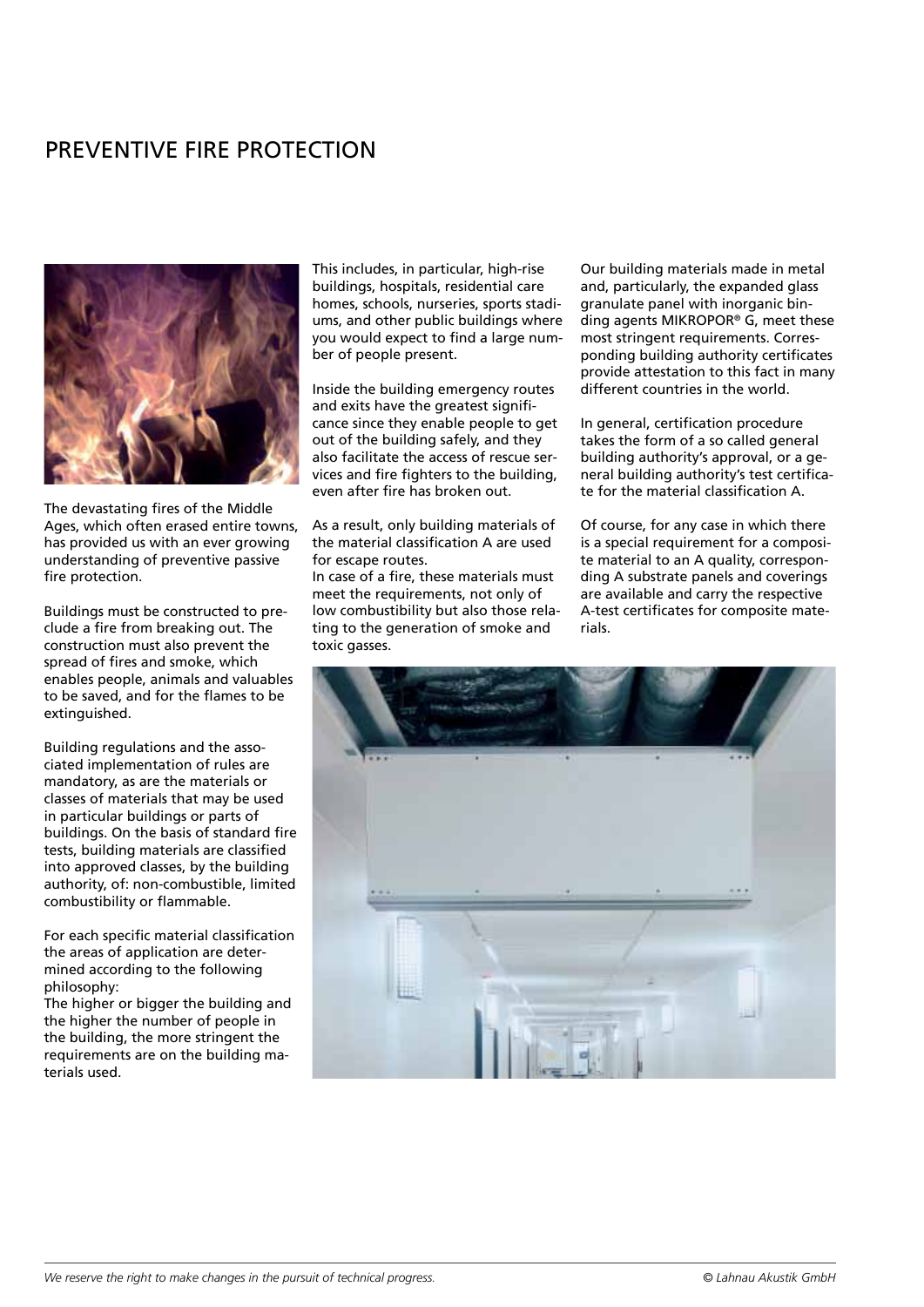# PREVENTIVE FIRE PROTECTION

The devastating fires of the Middle Ages, which often erased entire towns, has provided us with an ever growing understanding of preventive passive fire protection.

Buildings must be constructed to preclude a fire from breaking out. The construction must also prevent the spread of fires and smoke, which enables people, animals and valuables to be saved, and for the flames to be extinguished.

Building regulations and the associated implementation of rules are mandatory, as are the materials or classes of materials that may be used in particular buildings or parts of buildings. On the basis of standard fire tests, building materials are classified into approved classes, by the building authority, of: non-combustible, limited combustibility or flammable.

For each specific material classification the areas of application are determined according to the following philosophy:
The higher or bigger the building and the higher the number of people in the building, the more stringent the requirements are on the building materials used.

This includes, in particular, high-rise buildings, hospitals, residential care homes, schools, nurseries, sports stadiums, and other public buildings where you would expect to find a large number of people present.

Inside the building emergency routes and exits have the greatest significance since they enable people to get out of the building safely, and they also facilitate the access of rescue services and fire fighters to the building, even after fire has broken out.

As a result, only building materials of the material classification A are used for escape routes.
In case of a fire, these materials must meet the requirements, not only of low combustibility but also those relating to the generation of smoke and toxic gasses.

Our building materials made in metal and, particularly, the expanded glass granulate panel with inorganic binding agents MIKROPOR® G, meet these most stringent requirements. Corresponding building authority certificates provide attestation to this fact in many different countries in the world.

In general, certification procedure takes the form of a so called general building authority's approval, or a general building authority's test certificate for the material classification A.

Of course, for any case in which there is a special requirement for a composite material to an A quality, corresponding A substrate panels and coverings are available and carry the respective A-test certificates for composite materials.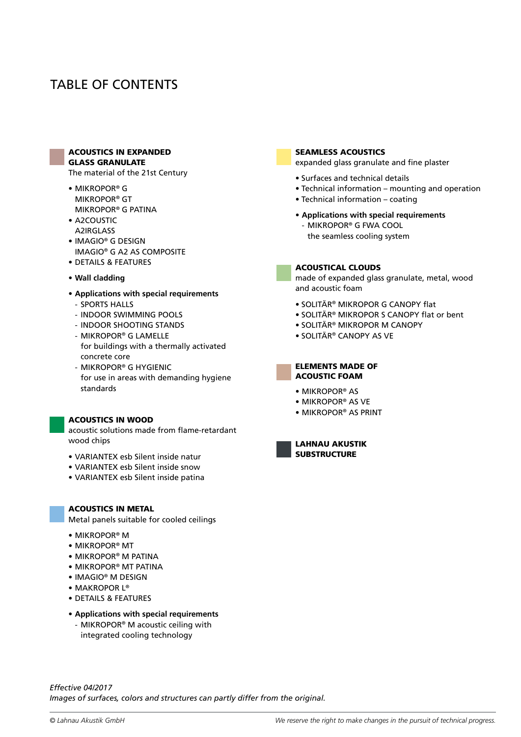# TABLE OF CONTENTS

## ACOUSTICS IN EXPANDED GLASS GRANULATE

The material of the 21st Century

- MIKROPOR® G
  MIKROPOR® GT
  MIKROPOR® G PATINA
- A2COUSTIC
  A2IRGLASS
- IMAGIO® G DESIGN
  IMAGIO® G A2 AS COMPOSITE
- DETAILS & FEATURES

- **Wall cladding**

- **Applications with special requirements**
  - SPORTS HALLS
  - INDOOR SWIMMING POOLS
  - INDOOR SHOOTING STANDS
  - MIKROPOR® G LAMELLE
    for buildings with a thermally activated concrete core
  - MIKROPOR® G HYGIENIC
    for use in areas with demanding hygiene standards

## ACOUSTICS IN WOOD

acoustic solutions made from flame-retardant wood chips

- VARIANTEX esb Silent inside natur
- VARIANTEX esb Silent inside snow
- VARIANTEX esb Silent inside patina

## ACOUSTICS IN METAL

Metal panels suitable for cooled ceilings

- MIKROPOR® M
- MIKROPOR® MT
- MIKROPOR® M PATINA
- MIKROPOR® MT PATINA
- IMAGIO® M DESIGN
- MAKROPOR L®
- DETAILS & FEATURES

- **Applications with special requirements**
  - MIKROPOR® M acoustic ceiling with integrated cooling technology

## SEAMLESS ACOUSTICS

expanded glass granulate and fine plaster

- Surfaces and technical details
- Technical information – mounting and operation
- Technical information – coating

- **Applications with special requirements**
  - MIKROPOR® G FWA COOL
    the seamless cooling system

## ACOUSTICAL CLOUDS

made of expanded glass granulate, metal, wood and acoustic foam

- SOLITÄR® MIKROPOR G CANOPY flat
- SOLITÄR® MIKROPOR S CANOPY flat or bent
- SOLITÄR® MIKROPOR M CANOPY
- SOLITÄR® CANOPY AS VE

## ELEMENTS MADE OF ACOUSTIC FOAM

- MIKROPOR® AS
- MIKROPOR® AS VE
- MIKROPOR® AS PRINT

## LAHNAU AKUSTIK SUBSTRUCTURE

*Effective 04/2017*
*Images of surfaces, colors and structures can partly differ from the original.*

*© Lahnau Akustik GmbH*

*We reserve the right to make changes in the pursuit of technical progress.*